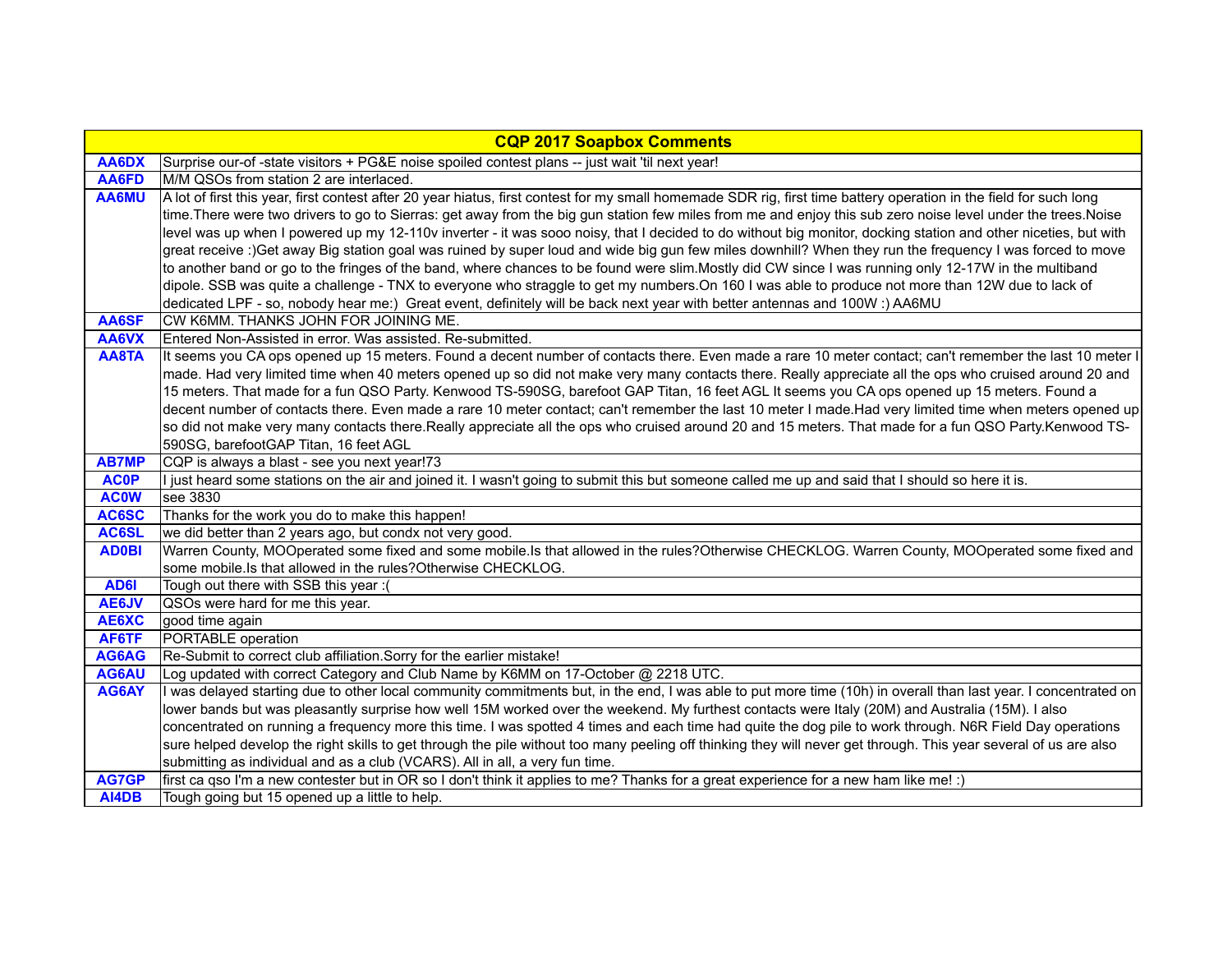| CQP 2017 Soapbox Comments | |
|---|---|
| AA6DX | Surprise our-of -state visitors + PG&E noise spoiled contest plans -- just wait 'til next year! |
| AA6FD | M/M QSOs from station 2 are interlaced. |
| AA6MU | A lot of first this year, first contest after 20 year hiatus, first contest for my small homemade SDR rig, first time battery operation in the field for such long time.There were two drivers to go to Sierras: get away from the big gun station few miles from me and enjoy this sub zero noise level under the trees.Noise level was up when I powered up my 12-110v inverter - it was sooo noisy, that I decided to do without big monitor, docking station and other niceties, but with great receive :)Get away Big station goal was ruined by super loud and wide big gun few miles downhill? When they run the frequency I was forced to move to another band or go to the fringes of the band, where chances to be found were slim.Mostly did CW since I was running only 12-17W in the multiband dipole. SSB was quite a challenge - TNX to everyone who straggle to get my numbers.On 160 I was able to produce not more than 12W due to lack of dedicated LPF - so, nobody hear me:) Great event, definitely will be back next year with better antennas and 100W :) AA6MU |
| AA6SF | CW K6MM. THANKS JOHN FOR JOINING ME. |
| AA6VX | Entered Non-Assisted in error. Was assisted. Re-submitted. |
| AA8TA | It seems you CA ops opened up 15 meters. Found a decent number of contacts there. Even made a rare 10 meter contact; can't remember the last 10 meter I made. Had very limited time when 40 meters opened up so did not make very many contacts there. Really appreciate all the ops who cruised around 20 and 15 meters. That made for a fun QSO Party. Kenwood TS-590SG, barefoot GAP Titan, 16 feet AGL It seems you CA ops opened up 15 meters. Found a decent number of contacts there. Even made a rare 10 meter contact; can't remember the last 10 meter I made.Had very limited time when meters opened up so did not make very many contacts there.Really appreciate all the ops who cruised around 20 and 15 meters. That made for a fun QSO Party.Kenwood TS-590SG, barefootGAP Titan, 16 feet AGL |
| AB7MP | CQP is always a blast - see you next year!73 |
| AC0P | I just heard some stations on the air and joined it. I wasn't going to submit this but someone called me up and said that I should so here it is. |
| AC0W | see 3830 |
| AC6SC | Thanks for the work you do to make this happen! |
| AC6SL | we did better than 2 years ago, but condx not very good. |
| AD0BI | Warren County, MOOperated some fixed and some mobile.Is that allowed in the rules?Otherwise CHECKLOG. Warren County, MOOperated some fixed and some mobile.Is that allowed in the rules?Otherwise CHECKLOG. |
| AD6I | Tough out there with SSB this year :( |
| AE6JV | QSOs were hard for me this year. |
| AE6XC | good time again |
| AF6TF | PORTABLE operation |
| AG6AG | Re-Submit to correct club affiliation.Sorry for the earlier mistake! |
| AG6AU | Log updated with correct Category and Club Name by K6MM on 17-October @ 2218 UTC. |
| AG6AY | I was delayed starting due to other local community commitments but, in the end, I was able to put more time (10h) in overall than last year. I concentrated on lower bands but was pleasantly surprise how well 15M worked over the weekend. My furthest contacts were Italy (20M) and Australia (15M). I also concentrated on running a frequency more this time. I was spotted 4 times and each time had quite the dog pile to work through. N6R Field Day operations sure helped develop the right skills to get through the pile without too many peeling off thinking they will never get through. This year several of us are also submitting as individual and as a club (VCARS). All in all, a very fun time. |
| AG7GP | first ca qso I'm a new contester but in OR so I don't think it applies to me? Thanks for a great experience for a new ham like me! :) |
| AI4DB | Tough going but 15 opened up a little to help. |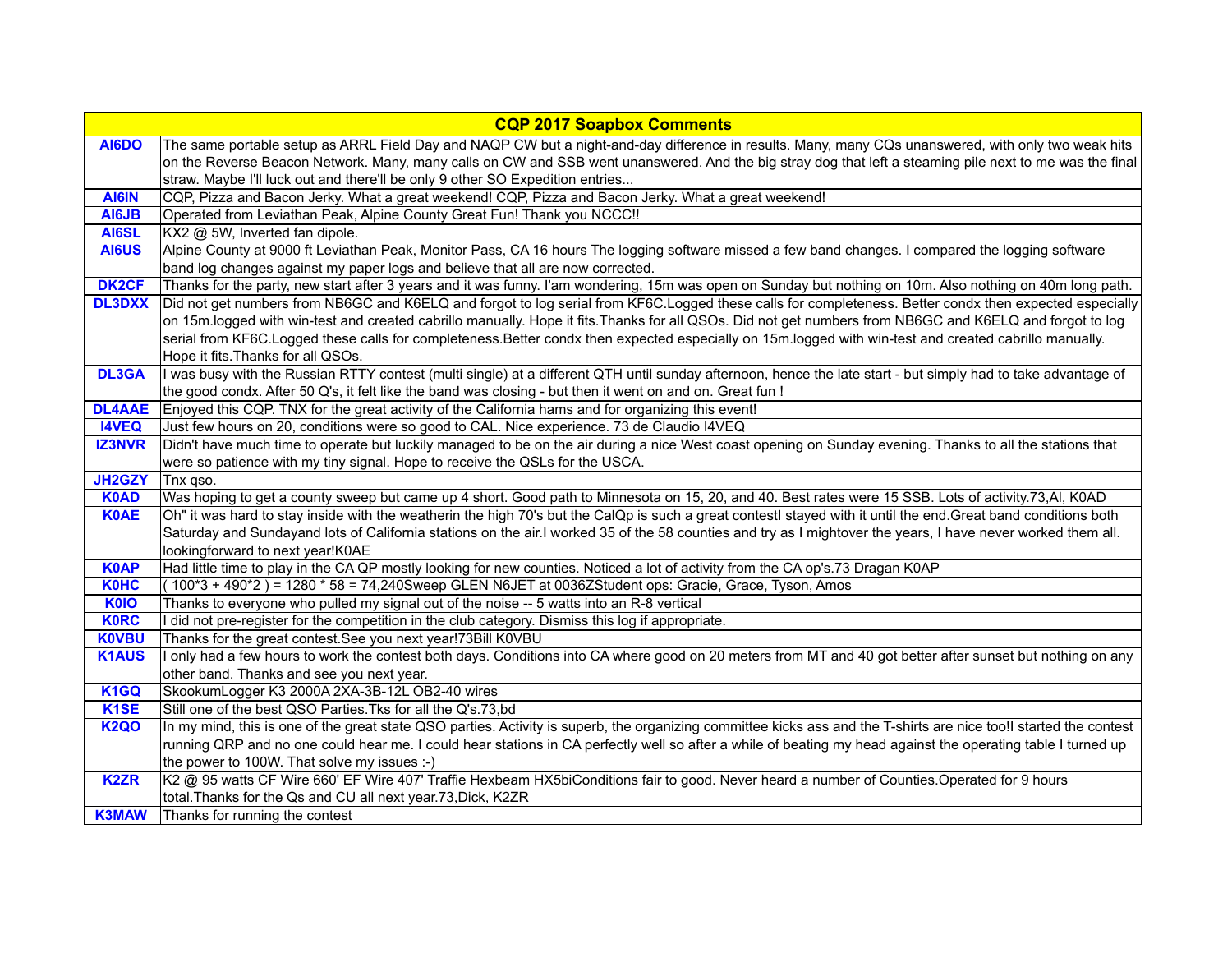| CQP 2017 Soapbox Comments | |
|---|---|
| **AI6DO** | The same portable setup as ARRL Field Day and NAQP CW but a night-and-day difference in results. Many, many CQs unanswered, with only two weak hits on the Reverse Beacon Network. Many, many calls on CW and SSB went unanswered. And the big stray dog that left a steaming pile next to me was the final straw. Maybe I'll luck out and there'll be only 9 other SO Expedition entries... |
| **AI6IN** | CQP, Pizza and Bacon Jerky. What a great weekend! CQP, Pizza and Bacon Jerky. What a great weekend! |
| **AI6JB** | Operated from Leviathan Peak, Alpine County Great Fun! Thank you NCCC!! |
| **AI6SL** | KX2 @ 5W, Inverted fan dipole. |
| **AI6US** | Alpine County at 9000 ft Leviathan Peak, Monitor Pass, CA 16 hours The logging software missed a few band changes. I compared the logging software band log changes against my paper logs and believe that all are now corrected. |
| **DK2CF** | Thanks for the party, new start after 3 years and it was funny. I'am wondering, 15m was open on Sunday but nothing on 10m. Also nothing on 40m long path. |
| **DL3DXX** | Did not get numbers from NB6GC and K6ELQ and forgot to log serial from KF6C.Logged these calls for completeness. Better condx then expected especially on 15m.logged with win-test and created cabrillo manually. Hope it fits.Thanks for all QSOs. Did not get numbers from NB6GC and K6ELQ and forgot to log serial from KF6C.Logged these calls for completeness.Better condx then expected especially on 15m.logged with win-test and created cabrillo manually. Hope it fits.Thanks for all QSOs. |
| **DL3GA** | I was busy with the Russian RTTY contest (multi single) at a different QTH until sunday afternoon, hence the late start - but simply had to take advantage of the good condx. After 50 Q's, it felt like the band was closing - but then it went on and on. Great fun ! |
| **DL4AAE** | Enjoyed this CQP. TNX for the great activity of the California hams and for organizing this event! |
| **I4VEQ** | Just few hours on 20, conditions were so good to CAL. Nice experience. 73 de Claudio I4VEQ |
| **IZ3NVR** | Didn't have much time to operate but luckily managed to be on the air during a nice West coast opening on Sunday evening. Thanks to all the stations that were so patience with my tiny signal. Hope to receive the QSLs for the USCA. |
| **JH2GZY** | Tnx qso. |
| **K0AD** | Was hoping to get a county sweep but came up 4 short. Good path to Minnesota on 15, 20, and 40. Best rates were 15 SSB. Lots of activity.73,Al, K0AD |
| **K0AE** | Oh" it was hard to stay inside with the weatherin the high 70's but the CalQp is such a great contestI stayed with it until the end.Great band conditions both Saturday and Sundayand lots of California stations on the air.I worked 35 of the 58 counties and try as I mightover the years, I have never worked them all. lookingforward to next year!K0AE |
| **K0AP** | Had little time to play in the CA QP mostly looking for new counties. Noticed a lot of activity from the CA op's.73 Dragan K0AP |
| **K0HC** | ( 100*3 + 490*2 ) = 1280 * 58 = 74,240Sweep GLEN N6JET at 0036ZStudent ops: Gracie, Grace, Tyson, Amos |
| **K0IO** | Thanks to everyone who pulled my signal out of the noise -- 5 watts into an R-8 vertical |
| **K0RC** | I did not pre-register for the competition in the club category. Dismiss this log if appropriate. |
| **K0VBU** | Thanks for the great contest.See you next year!73Bill K0VBU |
| **K1AUS** | I only had a few hours to work the contest both days. Conditions into CA where good on 20 meters from MT and 40 got better after sunset but nothing on any other band. Thanks and see you next year. |
| **K1GQ** | SkookumLogger K3 2000A 2XA-3B-12L OB2-40 wires |
| **K1SE** | Still one of the best QSO Parties.Tks for all the Q's.73,bd |
| **K2QO** | In my mind, this is one of the great state QSO parties. Activity is superb, the organizing committee kicks ass and the T-shirts are nice too!I started the contest running QRP and no one could hear me. I could hear stations in CA perfectly well so after a while of beating my head against the operating table I turned up the power to 100W. That solve my issues :-) |
| **K2ZR** | K2 @ 95 watts CF Wire 660' EF Wire 407' Traffie Hexbeam HX5biConditions fair to good. Never heard a number of Counties.Operated for 9 hours total.Thanks for the Qs and CU all next year.73,Dick, K2ZR |
| **K3MAW** | Thanks for running the contest |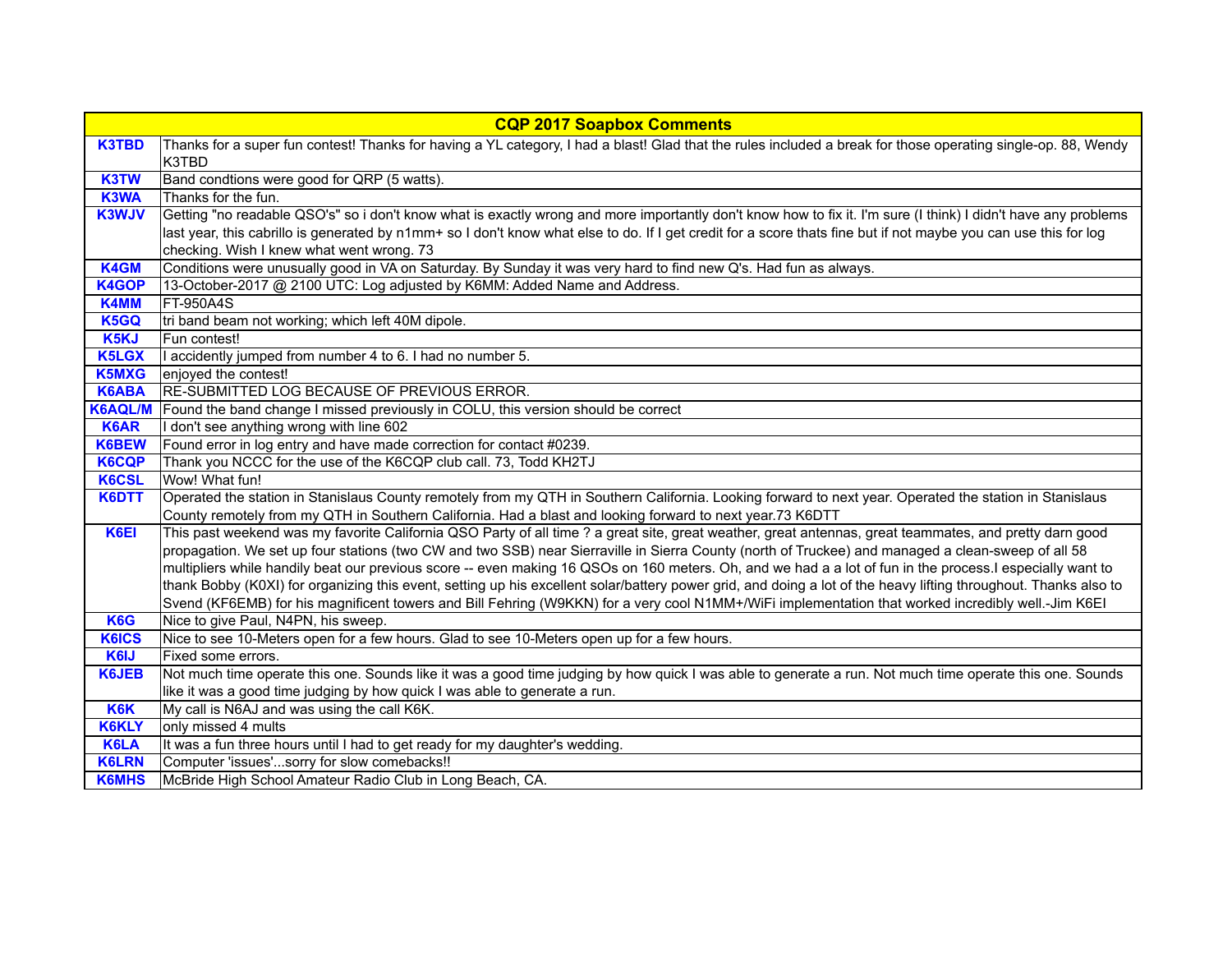| CQP 2017 Soapbox Comments | |
|---|---|
| K3TBD | Thanks for a super fun contest! Thanks for having a YL category, I had a blast! Glad that the rules included a break for those operating single-op. 88, Wendy K3TBD |
| K3TW | Band condtions were good for QRP (5 watts). |
| K3WA | Thanks for the fun. |
| K3WJV | Getting "no readable QSO's" so i don't know what is exactly wrong and more importantly don't know how to fix it. I'm sure (I think) I didn't have any problems last year, this cabrillo is generated by n1mm+ so I don't know what else to do. If I get credit for a score thats fine but if not maybe you can use this for log checking. Wish I knew what went wrong. 73 |
| K4GM | Conditions were unusually good in VA on Saturday. By Sunday it was very hard to find new Q's. Had fun as always. |
| K4GOP | 13-October-2017 @ 2100 UTC: Log adjusted by K6MM: Added Name and Address. |
| K4MM | FT-950A4S |
| K5GQ | tri band beam not working; which left 40M dipole. |
| K5KJ | Fun contest! |
| K5LGX | I accidently jumped from number 4 to 6. I had no number 5. |
| K5MXG | enjoyed the contest! |
| K6ABA | RE-SUBMITTED LOG BECAUSE OF PREVIOUS ERROR. |
| K6AQL/M | Found the band change I missed previously in COLU, this version should be correct |
| K6AR | I don't see anything wrong with line 602 |
| K6BEW | Found error in log entry and have made correction for contact #0239. |
| K6CQP | Thank you NCCC for the use of the K6CQP club call. 73, Todd KH2TJ |
| K6CSL | Wow! What fun! |
| K6DTT | Operated the station in Stanislaus County remotely from my QTH in Southern California. Looking forward to next year. Operated the station in Stanislaus County remotely from my QTH in Southern California. Had a blast and looking forward to next year.73 K6DTT |
| K6EI | This past weekend was my favorite California QSO Party of all time ? a great site, great weather, great antennas, great teammates, and pretty darn good propagation. We set up four stations (two CW and two SSB) near Sierraville in Sierra County (north of Truckee) and managed a clean-sweep of all 58 multipliers while handily beat our previous score -- even making 16 QSOs on 160 meters. Oh, and we had a a lot of fun in the process.I especially want to thank Bobby (K0XI) for organizing this event, setting up his excellent solar/battery power grid, and doing a lot of the heavy lifting throughout. Thanks also to Svend (KF6EMB) for his magnificent towers and Bill Fehring (W9KKN) for a very cool N1MM+/WiFi implementation that worked incredibly well.-Jim K6EI |
| K6G | Nice to give Paul, N4PN, his sweep. |
| K6ICS | Nice to see 10-Meters open for a few hours. Glad to see 10-Meters open up for a few hours. |
| K6IJ | Fixed some errors. |
| K6JEB | Not much time operate this one. Sounds like it was a good time judging by how quick I was able to generate a run. Not much time operate this one. Sounds like it was a good time judging by how quick I was able to generate a run. |
| K6K | My call is N6AJ and was using the call K6K. |
| K6KLY | only missed 4 mults |
| K6LA | It was a fun three hours until I had to get ready for my daughter's wedding. |
| K6LRN | Computer 'issues'...sorry for slow comebacks!! |
| K6MHS | McBride High School Amateur Radio Club in Long Beach, CA. |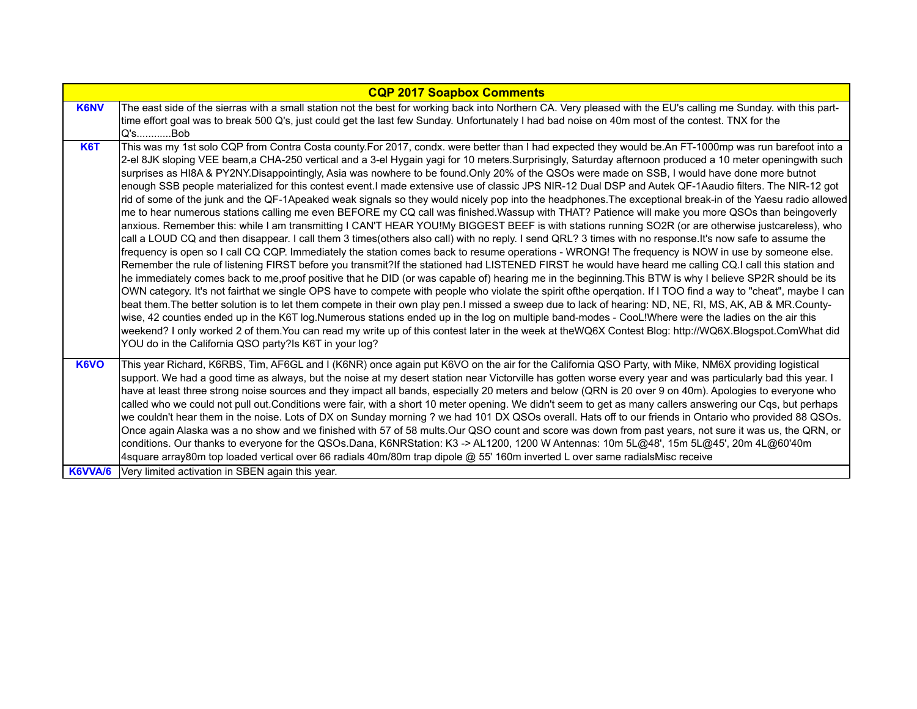| CQP 2017 Soapbox Comments | |
|---|---|
| **K6NV** | The east side of the sierras with a small station not the best for working back into Northern CA. Very pleased with the EU's calling me Sunday. with this part-time effort goal was to break 500 Q's, just could get the last few Sunday. Unfortunately I had bad noise on 40m most of the contest. TNX for the Q's............Bob |
| **K6T** | This was my 1st solo CQP from Contra Costa county.For 2017, condx. were better than I had expected they would be.An FT-1000mp was run barefoot into a 2-el 8JK sloping VEE beam,a CHA-250 vertical and a 3-el Hygain yagi for 10 meters.Surprisingly, Saturday afternoon produced a 10 meter openingwith such surprises as HI8A & PY2NY.Disappointingly, Asia was nowhere to be found.Only 20% of the QSOs were made on SSB, I would have done more butnot enough SSB people materialized for this contest event.I made extensive use of classic JPS NIR-12 Dual DSP and Autek QF-1Aaudio filters. The NIR-12 got rid of some of the junk and the QF-1Apeaked weak signals so they would nicely pop into the headphones.The exceptional break-in of the Yaesu radio allowed me to hear numerous stations calling me even BEFORE my CQ call was finished.Wassup with THAT? Patience will make you more QSOs than beingoverly anxious. Remember this: while I am transmitting I CAN'T HEAR YOU!My BIGGEST BEEF is with stations running SO2R (or are otherwise justcareless), who call a LOUD CQ and then disappear. I call them 3 times(others also call) with no reply. I send QRL? 3 times with no response.It's now safe to assume the frequency is open so I call CQ CQP. Immediately the station comes back to resume operations - WRONG! The frequency is NOW in use by someone else. Remember the rule of listening FIRST before you transmit?If the stationed had LISTENED FIRST he would have heard me calling CQ.I call this station and he immediately comes back to me,proof positive that he DID (or was capable of) hearing me in the beginning.This BTW is why I believe SP2R should be its OWN category. It's not fairthat we single OPS have to compete with people who violate the spirit ofthe operqation. If I TOO find a way to "cheat", maybe I can beat them.The better solution is to let them compete in their own play pen.I missed a sweep due to lack of hearing: ND, NE, RI, MS, AK, AB & MR.County-wise, 42 counties ended up in the K6T log.Numerous stations ended up in the log on multiple band-modes - CooL!Where were the ladies on the air this weekend? I only worked 2 of them.You can read my write up of this contest later in the week at theWQ6X Contest Blog: http://WQ6X.Blogspot.ComWhat did YOU do in the California QSO party?Is K6T in your log? |
| **K6VO** | This year Richard, K6RBS, Tim, AF6GL and I (K6NR) once again put K6VO on the air for the California QSO Party, with Mike, NM6X providing logistical support. We had a good time as always, but the noise at my desert station near Victorville has gotten worse every year and was particularly bad this year. I have at least three strong noise sources and they impact all bands, especially 20 meters and below (QRN is 20 over 9 on 40m). Apologies to everyone who called who we could not pull out.Conditions were fair, with a short 10 meter opening. We didn't seem to get as many callers answering our Cqs, but perhaps we couldn't hear them in the noise. Lots of DX on Sunday morning ? we had 101 DX QSOs overall. Hats off to our friends in Ontario who provided 88 QSOs. Once again Alaska was a no show and we finished with 57 of 58 mults.Our QSO count and score was down from past years, not sure it was us, the QRN, or conditions. Our thanks to everyone for the QSOs.Dana, K6NRStation: K3 -> AL1200, 1200 W Antennas: 10m 5L@48', 15m 5L@45', 20m 4L@60'40m 4square array80m top loaded vertical over 66 radials 40m/80m trap dipole @ 55' 160m inverted L over same radialsMisc receive |
| **K6VVA/6** | Very limited activation in SBEN again this year. |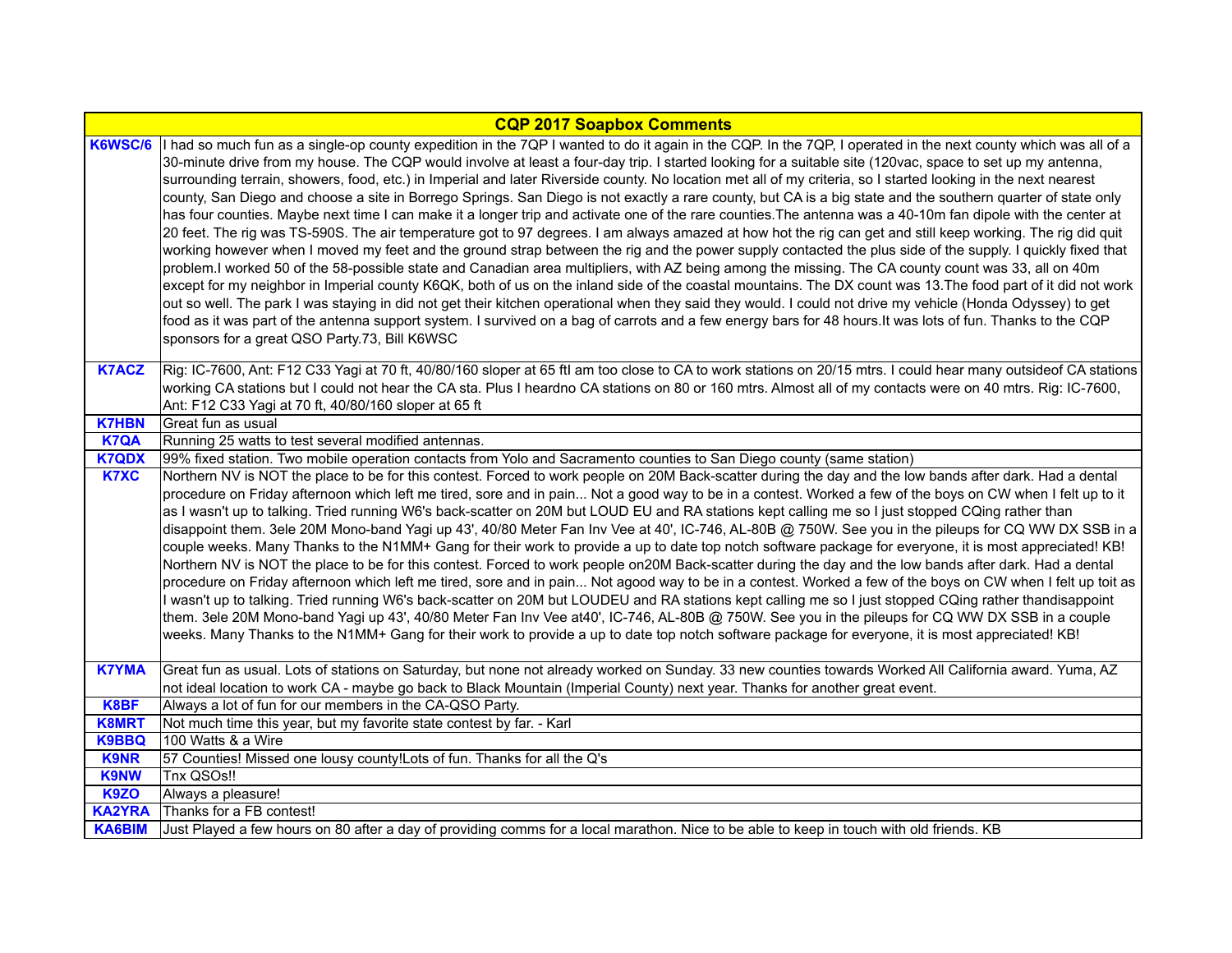| CQP 2017 Soapbox Comments | |
|---|---|
| **K6WSC/6** | I had so much fun as a single-op county expedition in the 7QP I wanted to do it again in the CQP. In the 7QP, I operated in the next county which was all of a 30-minute drive from my house. The CQP would involve at least a four-day trip. I started looking for a suitable site (120vac, space to set up my antenna, surrounding terrain, showers, food, etc.) in Imperial and later Riverside county. No location met all of my criteria, so I started looking in the next nearest county, San Diego and choose a site in Borrego Springs. San Diego is not exactly a rare county, but CA is a big state and the southern quarter of state only has four counties. Maybe next time I can make it a longer trip and activate one of the rare counties.The antenna was a 40-10m fan dipole with the center at 20 feet. The rig was TS-590S. The air temperature got to 97 degrees. I am always amazed at how hot the rig can get and still keep working. The rig did quit working however when I moved my feet and the ground strap between the rig and the power supply contacted the plus side of the supply. I quickly fixed that problem.I worked 50 of the 58-possible state and Canadian area multipliers, with AZ being among the missing. The CA county count was 33, all on 40m except for my neighbor in Imperial county K6QK, both of us on the inland side of the coastal mountains. The DX count was 13.The food part of it did not work out so well. The park I was staying in did not get their kitchen operational when they said they would. I could not drive my vehicle (Honda Odyssey) to get food as it was part of the antenna support system. I survived on a bag of carrots and a few energy bars for 48 hours.It was lots of fun. Thanks to the CQP sponsors for a great QSO Party.73, Bill K6WSC |
| **K7ACZ** | Rig: IC-7600, Ant: F12 C33 Yagi at 70 ft, 40/80/160 sloper at 65 ftI am too close to CA to work stations on 20/15 mtrs. I could hear many outsideof CA stations working CA stations but I could not hear the CA sta. Plus I heardno CA stations on 80 or 160 mtrs. Almost all of my contacts were on 40 mtrs. Rig: IC-7600, Ant: F12 C33 Yagi at 70 ft, 40/80/160 sloper at 65 ft |
| **K7HBN** | Great fun as usual |
| **K7QA** | Running 25 watts to test several modified antennas. |
| **K7QDX** | 99% fixed station. Two mobile operation contacts from Yolo and Sacramento counties to San Diego county (same station) |
| **K7XC** | Northern NV is NOT the place to be for this contest. Forced to work people on 20M Back-scatter during the day and the low bands after dark. Had a dental procedure on Friday afternoon which left me tired, sore and in pain... Not a good way to be in a contest. Worked a few of the boys on CW when I felt up to it as I wasn't up to talking. Tried running W6's back-scatter on 20M but LOUD EU and RA stations kept calling me so I just stopped CQing rather than disappoint them. 3ele 20M Mono-band Yagi up 43', 40/80 Meter Fan Inv Vee at 40', IC-746, AL-80B @ 750W. See you in the pileups for CQ WW DX SSB in a couple weeks. Many Thanks to the N1MM+ Gang for their work to provide a up to date top notch software package for everyone, it is most appreciated! KB! Northern NV is NOT the place to be for this contest. Forced to work people on20M Back-scatter during the day and the low bands after dark. Had a dental procedure on Friday afternoon which left me tired, sore and in pain... Not agood way to be in a contest. Worked a few of the boys on CW when I felt up toit as I wasn't up to talking. Tried running W6's back-scatter on 20M but LOUDEU and RA stations kept calling me so I just stopped CQing rather thandisappoint them. 3ele 20M Mono-band Yagi up 43', 40/80 Meter Fan Inv Vee at40', IC-746, AL-80B @ 750W. See you in the pileups for CQ WW DX SSB in a couple weeks. Many Thanks to the N1MM+ Gang for their work to provide a up to date top notch software package for everyone, it is most appreciated! KB! |
| **K7YMA** | Great fun as usual. Lots of stations on Saturday, but none not already worked on Sunday. 33 new counties towards Worked All California award. Yuma, AZ not ideal location to work CA - maybe go back to Black Mountain (Imperial County) next year. Thanks for another great event. |
| **K8BF** | Always a lot of fun for our members in the CA-QSO Party. |
| **K8MRT** | Not much time this year, but my favorite state contest by far. - Karl |
| **K9BBQ** | 100 Watts & a Wire |
| **K9NR** | 57 Counties! Missed one lousy county!Lots of fun. Thanks for all the Q's |
| **K9NW** | Tnx QSOs!! |
| **K9ZO** | Always a pleasure! |
| **KA2YRA** | Thanks for a FB contest! |
| **KA6BIM** | Just Played a few hours on 80 after a day of providing comms for a local marathon. Nice to be able to keep in touch with old friends. KB |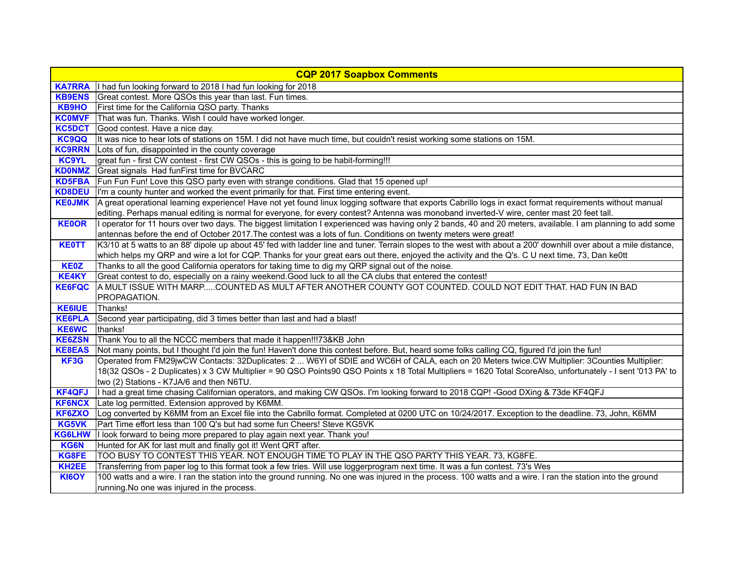| CQP 2017 Soapbox Comments | |
|---|---|
| **KA7RRA** | I had fun looking forward to 2018 I had fun looking for 2018 |
| **KB9ENS** | Great contest. More QSOs this year than last. Fun times. |
| **KB9HO** | First time for the California QSO party. Thanks |
| **KC0MVF** | That was fun. Thanks. Wish I could have worked longer. |
| **KC5DCT** | Good contest. Have a nice day. |
| **KC9QQ** | It was nice to hear lots of stations on 15M. I did not have much time, but couldn't resist working some stations on 15M. |
| **KC9RRN** | Lots of fun, disappointed in the county coverage |
| **KC9YL** | great fun - first CW contest - first CW QSOs - this is going to be habit-forming!!! |
| **KD0NMZ** | Great signals  Had funFirst time for BVCARC |
| **KD5FBA** | Fun Fun Fun! Love this QSO party even with strange conditions. Glad that 15 opened up! |
| **KD8DEU** | I'm a county hunter and worked the event primarily for that. First time entering event. |
| **KE0JMK** | A great operational learning experience! Have not yet found linux logging software that exports Cabrillo logs in exact format requirements without manual editing. Perhaps manual editing is normal for everyone, for every contest? Antenna was monoband inverted-V wire, center mast 20 feet tall. |
| **KE0OR** | I operator for 11 hours over two days. The biggest limitation I experienced was having only 2 bands, 40 and 20 meters, available. I am planning to add some antennas before the end of October 2017.The contest was a lots of fun. Conditions on twenty meters were great! |
| **KE0TT** | K3/10 at 5 watts to an 88' dipole up about 45' fed with ladder line and tuner. Terrain slopes to the west with about a 200' downhill over about a mile distance, which helps my QRP and wire a lot for CQP. Thanks for your great ears out there, enjoyed the activity and the Q's. C U next time, 73, Dan ke0tt |
| **KE0Z** | Thanks to all the good California operators for taking time to dig my QRP signal out of the noise. |
| **KE4KY** | Great contest to do, especially on a rainy weekend.Good luck to all the CA clubs that entered the contest! |
| **KE6FQC** | A MULT ISSUE WITH MARP.....COUNTED AS MULT AFTER ANOTHER COUNTY GOT COUNTED. COULD NOT EDIT THAT. HAD FUN IN BAD PROPAGATION. |
| **KE6IUE** | Thanks! |
| **KE6PLA** | Second year participating, did 3 times better than last and had a blast! |
| **KE6WC** | thanks! |
| **KE6ZSN** | Thank You to all the NCCC members that made it happen!!!73&KB John |
| **KE8EAS** | Not many points, but I thought I'd join the fun! Haven't done this contest before. But, heard some folks calling CQ, figured I'd join the fun! |
| **KF3G** | Operated from FM29jwCW Contacts: 32Duplicates: 2 ... W6YI of SDIE and WC6H of CALA, each on 20 Meters twice.CW Multiplier: 3Counties Multiplier: 18(32 QSOs - 2 Duplicates) x 3 CW Multiplier = 90 QSO Points90 QSO Points x 18 Total Multipliers = 1620 Total ScoreAlso, unfortunately - I sent '013 PA' to two (2) Stations - K7JA/6 and then N6TU. |
| **KF4QFJ** | I had a great time chasing Californian operators, and making CW QSOs. I'm looking forward to 2018 CQP! -Good DXing & 73de KF4QFJ |
| **KF6NCX** | Late log permitted. Extension approved by K6MM. |
| **KF6ZXO** | Log converted by K6MM from an Excel file into the Cabrillo format. Completed at 0200 UTC on 10/24/2017. Exception to the deadline. 73, John, K6MM |
| **KG5VK** | Part Time effort less than 100 Q's but had some fun Cheers! Steve KG5VK |
| **KG6LHW** | I look forward to being more prepared to play again next year. Thank you! |
| **KG6N** | Hunted for AK for last mult and finally got it! Went QRT after. |
| **KG8FE** | TOO BUSY TO CONTEST THIS YEAR. NOT ENOUGH TIME TO PLAY IN THE QSO PARTY THIS YEAR. 73, KG8FE. |
| **KH2EE** | Transferring from paper log to this format took a few tries. Will use loggerprogram next time. It was a fun contest. 73's Wes |
| **KI6OY** | 100 watts and a wire. I ran the station into the ground running. No one was injured in the process. 100 watts and a wire. I ran the station into the ground running.No one was injured in the process. |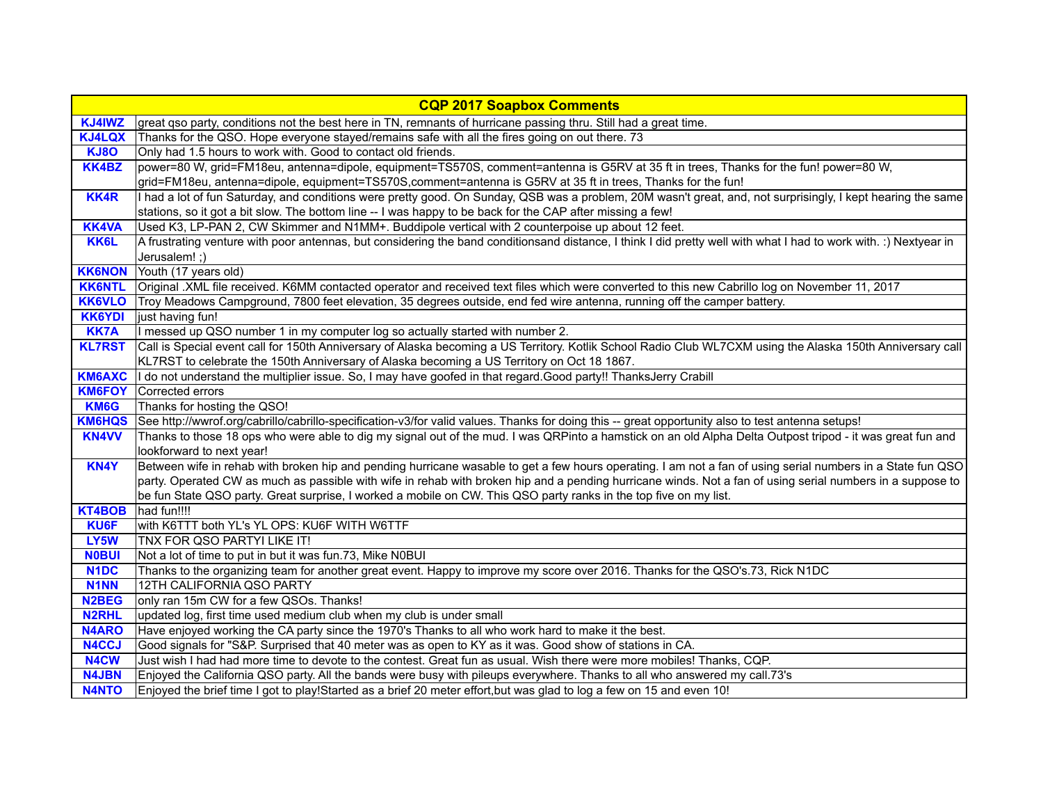| CQP 2017 Soapbox Comments | |
|---|---|
| **KJ4IWZ** | great qso party, conditions not the best here in TN, remnants of hurricane passing thru. Still had a great time. |
| **KJ4LQX** | Thanks for the QSO. Hope everyone stayed/remains safe with all the fires going on out there. 73 |
| **KJ8O** | Only had 1.5 hours to work with. Good to contact old friends. |
| **KK4BZ** | power=80 W, grid=FM18eu, antenna=dipole, equipment=TS570S, comment=antenna is G5RV at 35 ft in trees, Thanks for the fun! power=80 W, grid=FM18eu, antenna=dipole, equipment=TS570S,comment=antenna is G5RV at 35 ft in trees, Thanks for the fun! |
| **KK4R** | I had a lot of fun Saturday, and conditions were pretty good. On Sunday, QSB was a problem, 20M wasn't great, and, not surprisingly, I kept hearing the same stations, so it got a bit slow. The bottom line -- I was happy to be back for the CAP after missing a few! |
| **KK4VA** | Used K3, LP-PAN 2, CW Skimmer and N1MM+. Buddipole vertical with 2 counterpoise up about 12 feet. |
| **KK6L** | A frustrating venture with poor antennas, but considering the band conditionsand distance, I think I did pretty well with what I had to work with. :) Nextyear in Jerusalem! ;) |
| **KK6NON** | Youth (17 years old) |
| **KK6NTL** | Original .XML file received. K6MM contacted operator and received text files which were converted to this new Cabrillo log on November 11, 2017 |
| **KK6VLO** | Troy Meadows Campground, 7800 feet elevation, 35 degrees outside, end fed wire antenna, running off the camper battery. |
| **KK6YDI** | just having fun! |
| **KK7A** | I messed up QSO number 1 in my computer log so actually started with number 2. |
| **KL7RST** | Call is Special event call for 150th Anniversary of Alaska becoming a US Territory. Kotlik School Radio Club WL7CXM using the Alaska 150th Anniversary call KL7RST to celebrate the 150th Anniversary of Alaska becoming a US Territory on Oct 18 1867. |
| **KM6AXC** | I do not understand the multiplier issue. So, I may have goofed in that regard.Good party!! ThanksJerry Crabill |
| **KM6FOY** | Corrected errors |
| **KM6G** | Thanks for hosting the QSO! |
| **KM6HQS** | See http://wwrof.org/cabrillo/cabrillo-specification-v3/for valid values. Thanks for doing this -- great opportunity also to test antenna setups! |
| **KN4VV** | Thanks to those 18 ops who were able to dig my signal out of the mud. I was QRPinto a hamstick on an old Alpha Delta Outpost tripod - it was great fun and lookforward to next year! |
| **KN4Y** | Between wife in rehab with broken hip and pending hurricane wasable to get a few hours operating. I am not a fan of using serial numbers in a State fun QSO party. Operated CW as much as passible with wife in rehab with broken hip and a pending hurricane winds. Not a fan of using serial numbers in a suppose to be fun State QSO party. Great surprise, I worked a mobile on CW. This QSO party ranks in the top five on my list. |
| **KT4BOB** | had fun!!!! |
| **KU6F** | with K6TTT both YL's YL OPS: KU6F WITH W6TTF |
| **LY5W** | TNX FOR QSO PARTYI LIKE IT! |
| **N0BUI** | Not a lot of time to put in but it was fun.73, Mike N0BUI |
| **N1DC** | Thanks to the organizing team for another great event. Happy to improve my score over 2016. Thanks for the QSO's.73, Rick N1DC |
| **N1NN** | 12TH CALIFORNIA QSO PARTY |
| **N2BEG** | only ran 15m CW for a few QSOs. Thanks! |
| **N2RHL** | updated log, first time used medium club when my club is under small |
| **N4ARO** | Have enjoyed working the CA party since the 1970's Thanks to all who work hard to make it the best. |
| **N4CCJ** | Good signals for "S&P. Surprised that 40 meter was as open to KY as it was. Good show of stations in CA. |
| **N4CW** | Just wish I had had more time to devote to the contest. Great fun as usual. Wish there were more mobiles! Thanks, CQP. |
| **N4JBN** | Enjoyed the California QSO party. All the bands were busy with pileups everywhere. Thanks to all who answered my call.73's |
| **N4NTO** | Enjoyed the brief time I got to play!Started as a brief 20 meter effort,but was glad to log a few on 15 and even 10! |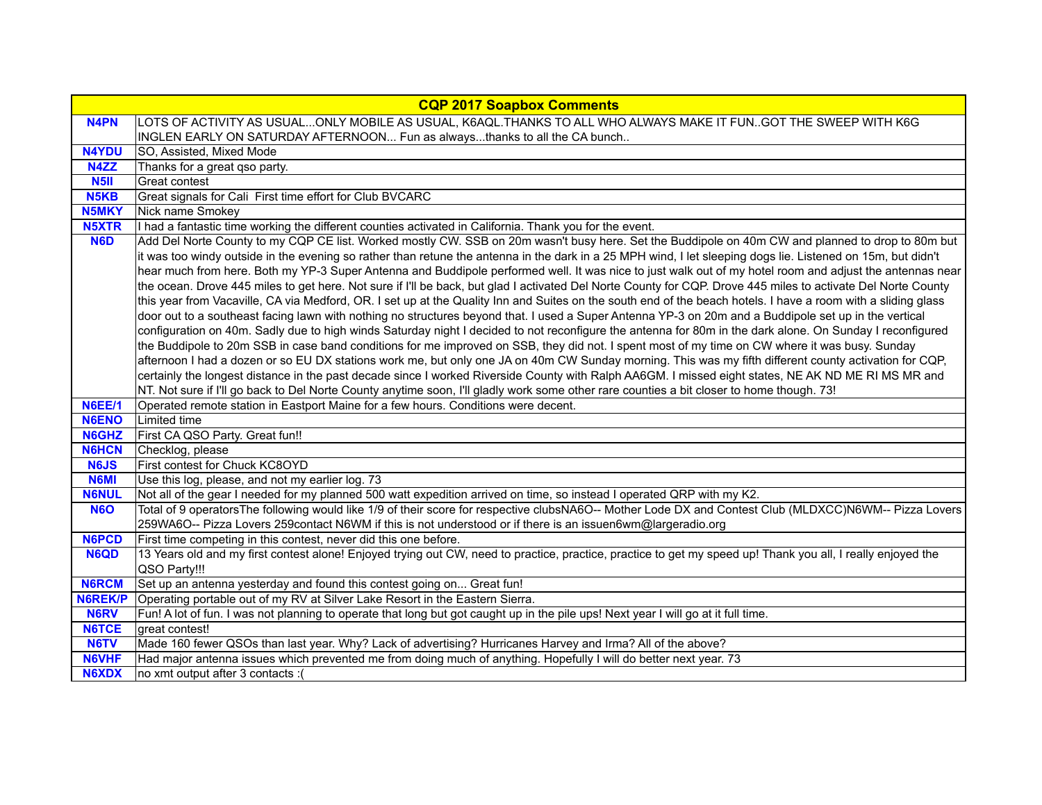| CQP 2017 Soapbox Comments | |
|---|---|
| N4PN | LOTS OF ACTIVITY AS USUAL...ONLY MOBILE AS USUAL, K6AQL.THANKS TO ALL WHO ALWAYS MAKE IT FUN..GOT THE SWEEP WITH K6G INGLEN EARLY ON SATURDAY AFTERNOON... Fun as always...thanks to all the CA bunch.. |
| N4YDU | SO, Assisted, Mixed Mode |
| N4ZZ | Thanks for a great qso party. |
| N5II | Great contest |
| N5KB | Great signals for Cali First time effort for Club BVCARC |
| N5MKY | Nick name Smokey |
| N5XTR | I had a fantastic time working the different counties activated in California. Thank you for the event. |
| N6D | Add Del Norte County to my CQP CE list. Worked mostly CW. SSB on 20m wasn't busy here. Set the Buddipole on 40m CW and planned to drop to 80m but it was too windy outside in the evening so rather than retune the antenna in the dark in a 25 MPH wind, I let sleeping dogs lie. Listened on 15m, but didn't hear much from here. Both my YP-3 Super Antenna and Buddipole performed well. It was nice to just walk out of my hotel room and adjust the antennas near the ocean. Drove 445 miles to get here. Not sure if I'll be back, but glad I activated Del Norte County for CQP. Drove 445 miles to activate Del Norte County this year from Vacaville, CA via Medford, OR. I set up at the Quality Inn and Suites on the south end of the beach hotels. I have a room with a sliding glass door out to a southeast facing lawn with nothing no structures beyond that. I used a Super Antenna YP-3 on 20m and a Buddipole set up in the vertical configuration on 40m. Sadly due to high winds Saturday night I decided to not reconfigure the antenna for 80m in the dark alone. On Sunday I reconfigured the Buddipole to 20m SSB in case band conditions for me improved on SSB, they did not. I spent most of my time on CW where it was busy. Sunday afternoon I had a dozen or so EU DX stations work me, but only one JA on 40m CW Sunday morning. This was my fifth different county activation for CQP, certainly the longest distance in the past decade since I worked Riverside County with Ralph AA6GM. I missed eight states, NE AK ND ME RI MS MR and NT. Not sure if I'll go back to Del Norte County anytime soon, I'll gladly work some other rare counties a bit closer to home though. 73! |
| N6EE/1 | Operated remote station in Eastport Maine for a few hours. Conditions were decent. |
| N6ENO | Limited time |
| N6GHZ | First CA QSO Party. Great fun!! |
| N6HCN | Checklog, please |
| N6JS | First contest for Chuck KC8OYD |
| N6MI | Use this log, please, and not my earlier log. 73 |
| N6NUL | Not all of the gear I needed for my planned 500 watt expedition arrived on time, so instead I operated QRP with my K2. |
| N6O | Total of 9 operatorsThe following would like 1/9 of their score for respective clubsNA6O-- Mother Lode DX and Contest Club (MLDXCC)N6WM-- Pizza Lovers 259WA6O-- Pizza Lovers 259contact N6WM if this is not understood or if there is an issuen6wm@largeradio.org |
| N6PCD | First time competing in this contest, never did this one before. |
| N6QD | 13 Years old and my first contest alone! Enjoyed trying out CW, need to practice, practice, practice to get my speed up! Thank you all, I really enjoyed the QSO Party!!! |
| N6RCM | Set up an antenna yesterday and found this contest going on... Great fun! |
| N6REK/P | Operating portable out of my RV at Silver Lake Resort in the Eastern Sierra. |
| N6RV | Fun! A lot of fun. I was not planning to operate that long but got caught up in the pile ups! Next year I will go at it full time. |
| N6TCE | great contest! |
| N6TV | Made 160 fewer QSOs than last year. Why? Lack of advertising? Hurricanes Harvey and Irma? All of the above? |
| N6VHF | Had major antenna issues which prevented me from doing much of anything. Hopefully I will do better next year. 73 |
| N6XDX | no xmt output after 3 contacts :( |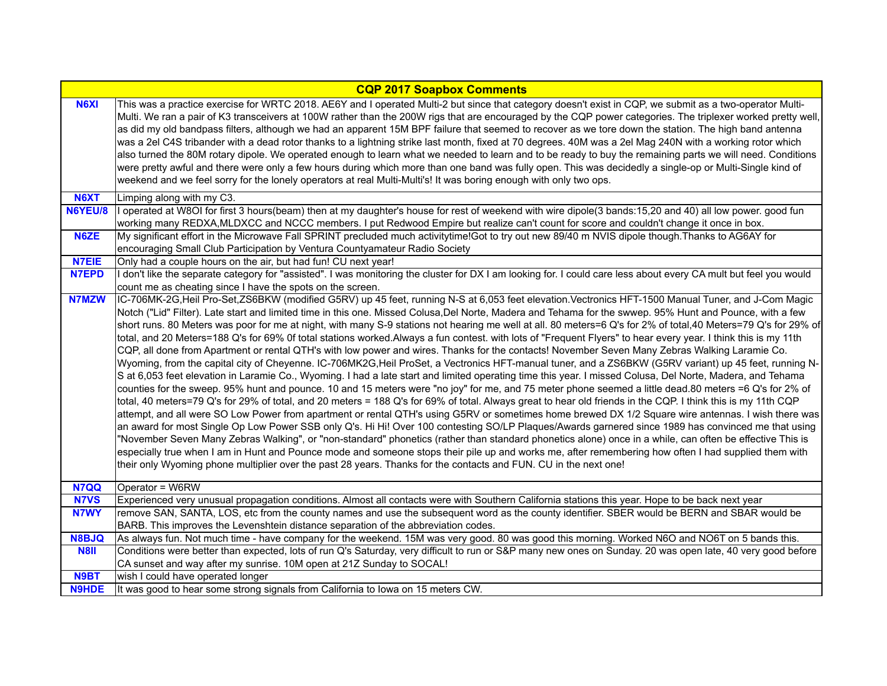| CQP 2017 Soapbox Comments | |
|---|---|
| N6XI | This was a practice exercise for WRTC 2018. AE6Y and I operated Multi-2 but since that category doesn't exist in CQP, we submit as a two-operator Multi-Multi. We ran a pair of K3 transceivers at 100W rather than the 200W rigs that are encouraged by the CQP power categories. The triplexer worked pretty well, as did my old bandpass filters, although we had an apparent 15M BPF failure that seemed to recover as we tore down the station. The high band antenna was a 2el C4S tribander with a dead rotor thanks to a lightning strike last month, fixed at 70 degrees. 40M was a 2el Mag 240N with a working rotor which also turned the 80M rotary dipole. We operated enough to learn what we needed to learn and to be ready to buy the remaining parts we will need. Conditions were pretty awful and there were only a few hours during which more than one band was fully open. This was decidedly a single-op or Multi-Single kind of weekend and we feel sorry for the lonely operators at real Multi-Multi's! It was boring enough with only two ops. |
| N6XT | Limping along with my C3. |
| N6YEU/8 | I operated at W8OI for first 3 hours(beam) then at my daughter's house for rest of weekend with wire dipole(3 bands:15,20 and 40) all low power. good fun working many REDXA,MLDXCC and NCCC members. I put Redwood Empire but realize can't count for score and couldn't change it once in box. |
| N6ZE | My significant effort in the Microwave Fall SPRINT precluded much activitytime!Got to try out new 89/40 m NVIS dipole though.Thanks to AG6AY for encouraging Small Club Participation by Ventura Countyamateur Radio Society |
| N7EIE | Only had a couple hours on the air, but had fun! CU next year! |
| N7EPD | I don't like the separate category for "assisted". I was monitoring the cluster for DX I am looking for. I could care less about every CA mult but feel you would count me as cheating since I have the spots on the screen. |
| N7MZW | IC-706MK-2G,Heil Pro-Set,ZS6BKW (modified G5RV) up 45 feet, running N-S at 6,053 feet elevation.Vectronics HFT-1500 Manual Tuner, and J-Com Magic Notch ("Lid" Filter). Late start and limited time in this one. Missed Colusa,Del Norte, Madera and Tehama for the swwep. 95% Hunt and Pounce, with a few short runs. 80 Meters was poor for me at night, with many S-9 stations not hearing me well at all. 80 meters=6 Q's for 2% of total,40 Meters=79 Q's for 29% of total, and 20 Meters=188 Q's for 69% 0f total stations worked.Always a fun contest. with lots of "Frequent Flyers" to hear every year. I think this is my 11th CQP, all done from Apartment or rental QTH's with low power and wires. Thanks for the contacts! November Seven Many Zebras Walking Laramie Co. Wyoming, from the capital city of Cheyenne. IC-706MK2G,Heil ProSet, a Vectronics HFT-manual tuner, and a ZS6BKW (G5RV variant) up 45 feet, running N-S at 6,053 feet elevation in Laramie Co., Wyoming. I had a late start and limited operating time this year. I missed Colusa, Del Norte, Madera, and Tehama counties for the sweep. 95% hunt and pounce. 10 and 15 meters were "no joy" for me, and 75 meter phone seemed a little dead.80 meters =6 Q's for 2% of total, 40 meters=79 Q's for 29% of total, and 20 meters = 188 Q's for 69% of total. Always great to hear old friends in the CQP. I think this is my 11th CQP attempt, and all were SO Low Power from apartment or rental QTH's using G5RV or sometimes home brewed DX 1/2 Square wire antennas. I wish there was an award for most Single Op Low Power SSB only Q's. Hi Hi! Over 100 contesting SO/LP Plaques/Awards garnered since 1989 has convinced me that using "November Seven Many Zebras Walking", or "non-standard" phonetics (rather than standard phonetics alone) once in a while, can often be effective This is especially true when I am in Hunt and Pounce mode and someone stops their pile up and works me, after remembering how often I had supplied them with their only Wyoming phone multiplier over the past 28 years. Thanks for the contacts and FUN. CU in the next one! |
| N7QQ | Operator = W6RW |
| N7VS | Experienced very unusual propagation conditions. Almost all contacts were with Southern California stations this year. Hope to be back next year |
| N7WY | remove SAN, SANTA, LOS, etc from the county names and use the subsequent word as the county identifier. SBER would be BERN and SBAR would be BARB. This improves the Levenshtein distance separation of the abbreviation codes. |
| N8BJQ | As always fun. Not much time - have company for the weekend. 15M was very good. 80 was good this morning. Worked N6O and NO6T on 5 bands this. |
| N8II | Conditions were better than expected, lots of run Q's Saturday, very difficult to run or S&P many new ones on Sunday. 20 was open late, 40 very good before CA sunset and way after my sunrise. 10M open at 21Z Sunday to SOCAL! |
| N9BT | wish I could have operated longer |
| N9HDE | It was good to hear some strong signals from California to Iowa on 15 meters CW. |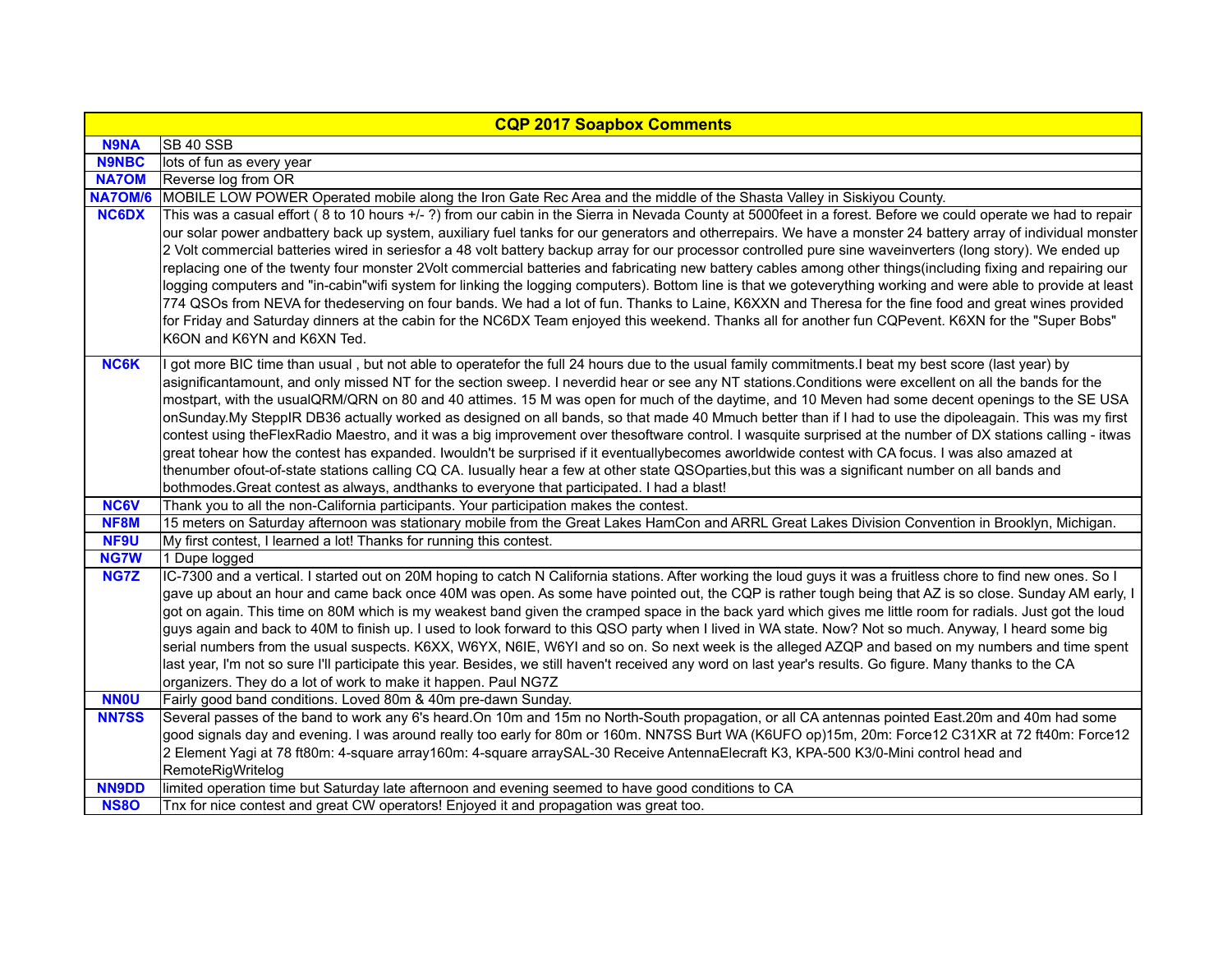| CQP 2017 Soapbox Comments | |
|---|---|
| **N9NA** | SB 40 SSB |
| **N9NBC** | lots of fun as every year |
| **NA7OM** | Reverse log from OR |
| **NA7OM/6** | MOBILE LOW POWER Operated mobile along the Iron Gate Rec Area and the middle of the Shasta Valley in Siskiyou County. |
| **NC6DX** | This was a casual effort ( 8 to 10 hours +/- ?) from our cabin in the Sierra in Nevada County at 5000feet in a forest. Before we could operate we had to repair our solar power andbattery back up system, auxiliary fuel tanks for our generators and otherrepairs. We have a monster 24 battery array of individual monster 2 Volt commercial batteries wired in seriesfor a 48 volt battery backup array for our processor controlled pure sine waveinverters (long story). We ended up replacing one of the twenty four monster 2Volt commercial batteries and fabricating new battery cables among other things(including fixing and repairing our logging computers and "in-cabin"wifi system for linking the logging computers). Bottom line is that we goteverything working and were able to provide at least 774 QSOs from NEVA for thedeserving on four bands. We had a lot of fun. Thanks to Laine, K6XXN and Theresa for the fine food and great wines provided for Friday and Saturday dinners at the cabin for the NC6DX Team enjoyed this weekend. Thanks all for another fun CQPevent. K6XN for the "Super Bobs" K6ON and K6YN and K6XN Ted. |
| **NC6K** | I got more BIC time than usual , but not able to operatefor the full 24 hours due to the usual family commitments.I beat my best score (last year) by asignificantamount, and only missed NT for the section sweep. I neverdid hear or see any NT stations.Conditions were excellent on all the bands for the mostpart, with the usualQRM/QRN on 80 and 40 attimes. 15 M was open for much of the daytime, and 10 Meven had some decent openings to the SE USA onSunday.My SteppIR DB36 actually worked as designed on all bands, so that made 40 Mmuch better than if I had to use the dipoleagain. This was my first contest using theFlexRadio Maestro, and it was a big improvement over thesoftware control. I wasquite surprised at the number of DX stations calling - itwas great tohear how the contest has expanded. Iwouldn't be surprised if it eventuallybecomes aworldwide contest with CA focus. I was also amazed at thenumber ofout-of-state stations calling CQ CA. Iusually hear a few at other state QSOparties,but this was a significant number on all bands and bothmodes.Great contest as always, andthanks to everyone that participated. I had a blast! |
| **NC6V** | Thank you to all the non-California participants. Your participation makes the contest. |
| **NF8M** | 15 meters on Saturday afternoon was stationary mobile from the Great Lakes HamCon and ARRL Great Lakes Division Convention in Brooklyn, Michigan. |
| **NF9U** | My first contest, I learned a lot! Thanks for running this contest. |
| **NG7W** | 1 Dupe logged |
| **NG7Z** | IC-7300 and a vertical. I started out on 20M hoping to catch N California stations. After working the loud guys it was a fruitless chore to find new ones. So I gave up about an hour and came back once 40M was open. As some have pointed out, the CQP is rather tough being that AZ is so close. Sunday AM early, I got on again. This time on 80M which is my weakest band given the cramped space in the back yard which gives me little room for radials. Just got the loud guys again and back to 40M to finish up. I used to look forward to this QSO party when I lived in WA state. Now? Not so much. Anyway, I heard some big serial numbers from the usual suspects. K6XX, W6YX, N6IE, W6YI and so on. So next week is the alleged AZQP and based on my numbers and time spent last year, I'm not so sure I'll participate this year. Besides, we still haven't received any word on last year's results. Go figure. Many thanks to the CA organizers. They do a lot of work to make it happen. Paul NG7Z |
| **NN0U** | Fairly good band conditions. Loved 80m & 40m pre-dawn Sunday. |
| **NN7SS** | Several passes of the band to work any 6's heard.On 10m and 15m no North-South propagation, or all CA antennas pointed East.20m and 40m had some good signals day and evening. I was around really too early for 80m or 160m. NN7SS Burt WA (K6UFO op)15m, 20m: Force12 C31XR at 72 ft40m: Force12 2 Element Yagi at 78 ft80m: 4-square array160m: 4-square arraySAL-30 Receive AntennaElecraft K3, KPA-500 K3/0-Mini control head and RemoteRigWritelog |
| **NN9DD** | limited operation time but Saturday late afternoon and evening seemed to have good conditions to CA |
| **NS8O** | Tnx for nice contest and great CW operators! Enjoyed it and propagation was great too. |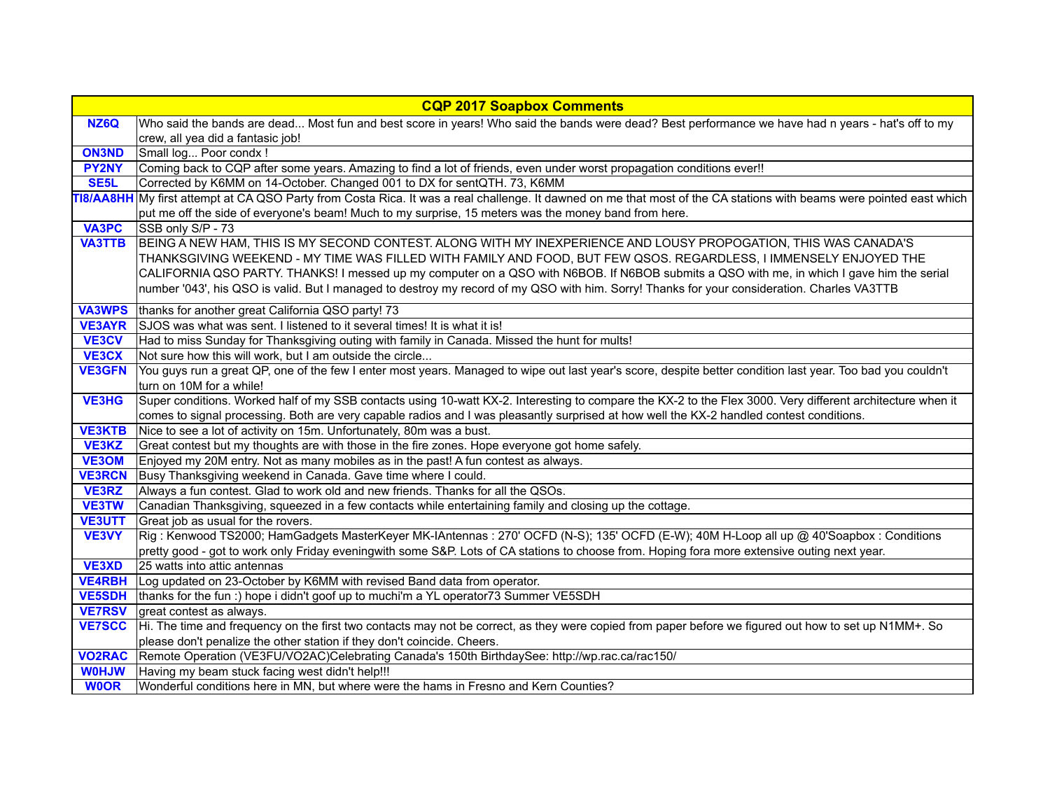| CQP 2017 Soapbox Comments | |
|---|---|
| NZ6Q | Who said the bands are dead... Most fun and best score in years! Who said the bands were dead? Best performance we have had n years - hat's off to my crew, all yea did a fantasic job! |
| ON3ND | Small log... Poor condx ! |
| PY2NY | Coming back to CQP after some years. Amazing to find a lot of friends, even under worst propagation conditions ever!! |
| SE5L | Corrected by K6MM on 14-October. Changed 001 to DX for sentQTH. 73, K6MM |
| TI8/AA8HH | My first attempt at CA QSO Party from Costa Rica. It was a real challenge. It dawned on me that most of the CA stations with beams were pointed east which put me off the side of everyone's beam! Much to my surprise, 15 meters was the money band from here. |
| VA3PC | SSB only S/P - 73 |
| VA3TTB | BEING A NEW HAM, THIS IS MY SECOND CONTEST. ALONG WITH MY INEXPERIENCE AND LOUSY PROPOGATION, THIS WAS CANADA'S THANKSGIVING WEEKEND - MY TIME WAS FILLED WITH FAMILY AND FOOD, BUT FEW QSOS. REGARDLESS, I IMMENSELY ENJOYED THE CALIFORNIA QSO PARTY. THANKS! I messed up my computer on a QSO with N6BOB. If N6BOB submits a QSO with me, in which I gave him the serial number '043', his QSO is valid. But I managed to destroy my record of my QSO with him. Sorry! Thanks for your consideration. Charles VA3TTB |
| VA3WPS | thanks for another great California QSO party! 73 |
| VE3AYR | SJOS was what was sent. I listened to it several times! It is what it is! |
| VE3CV | Had to miss Sunday for Thanksgiving outing with family in Canada. Missed the hunt for mults! |
| VE3CX | Not sure how this will work, but I am outside the circle... |
| VE3GFN | You guys run a great QP, one of the few I enter most years. Managed to wipe out last year's score, despite better condition last year. Too bad you couldn't turn on 10M for a while! |
| VE3HG | Super conditions. Worked half of my SSB contacts using 10-watt KX-2. Interesting to compare the KX-2 to the Flex 3000. Very different architecture when it comes to signal processing. Both are very capable radios and I was pleasantly surprised at how well the KX-2 handled contest conditions. |
| VE3KTB | Nice to see a lot of activity on 15m. Unfortunately, 80m was a bust. |
| VE3KZ | Great contest but my thoughts are with those in the fire zones. Hope everyone got home safely. |
| VE3OM | Enjoyed my 20M entry. Not as many mobiles as in the past! A fun contest as always. |
| VE3RCN | Busy Thanksgiving weekend in Canada. Gave time where I could. |
| VE3RZ | Always a fun contest. Glad to work old and new friends. Thanks for all the QSOs. |
| VE3TW | Canadian Thanksgiving, squeezed in a few contacts while entertaining family and closing up the cottage. |
| VE3UTT | Great job as usual for the rovers. |
| VE3VY | Rig : Kenwood TS2000; HamGadgets MasterKeyer MK-IAntennas : 270' OCFD (N-S); 135' OCFD (E-W); 40M H-Loop all up @ 40'Soapbox : Conditions pretty good - got to work only Friday eveningwith some S&P. Lots of CA stations to choose from. Hoping fora more extensive outing next year. |
| VE3XD | 25 watts into attic antennas |
| VE4RBH | Log updated on 23-October by K6MM with revised Band data from operator. |
| VE5SDH | thanks for the fun :) hope i didn't goof up to muchi'm a YL operator73 Summer VE5SDH |
| VE7RSV | great contest as always. |
| VE7SCC | Hi. The time and frequency on the first two contacts may not be correct, as they were copied from paper before we figured out how to set up N1MM+. So please don't penalize the other station if they don't coincide. Cheers. |
| VO2RAC | Remote Operation (VE3FU/VO2AC)Celebrating Canada's 150th BirthdaySee: http://wp.rac.ca/rac150/ |
| W0HJW | Having my beam stuck facing west didn't help!!! |
| W0OR | Wonderful conditions here in MN, but where were the hams in Fresno and Kern Counties? |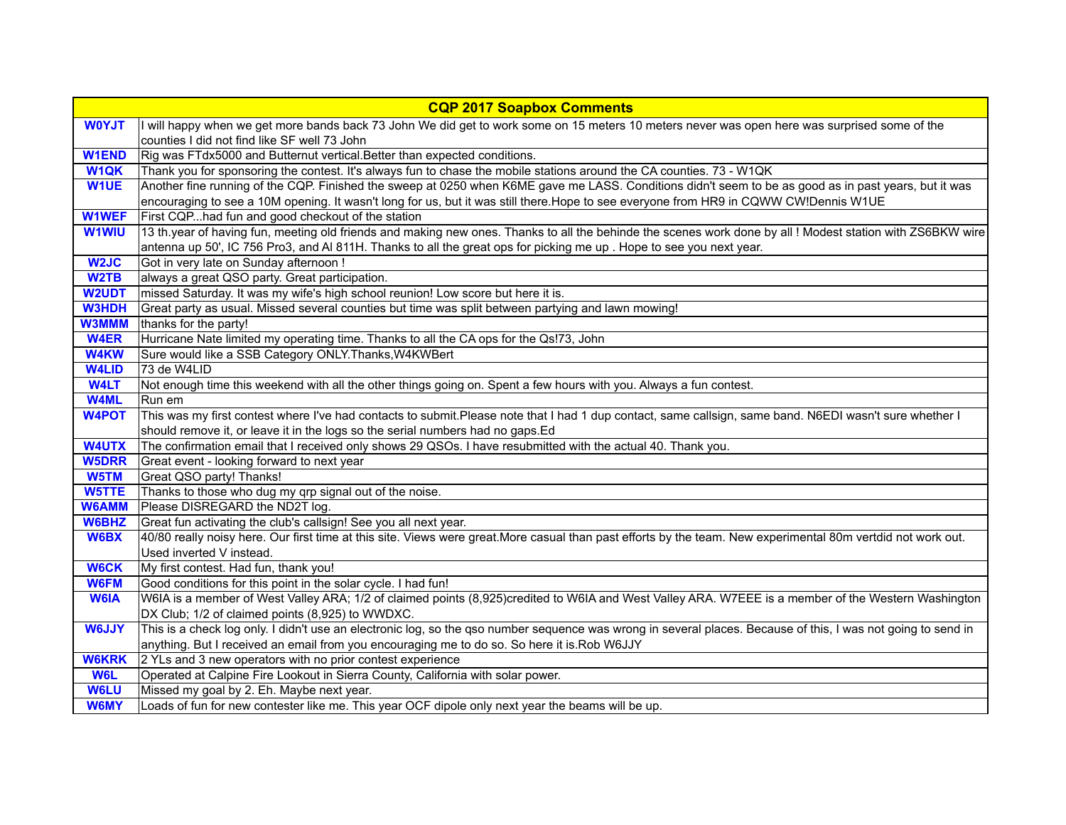| CQP 2017 Soapbox Comments | |
|---|---|
| W0YJT | I will happy when we get more bands back 73 John We did get to work some on 15 meters 10 meters never was open here was surprised some of the counties I did not find like SF well 73 John |
| W1END | Rig was FTdx5000 and Butternut vertical.Better than expected conditions. |
| W1QK | Thank you for sponsoring the contest. It's always fun to chase the mobile stations around the CA counties. 73 - W1QK |
| W1UE | Another fine running of the CQP. Finished the sweep at 0250 when K6ME gave me LASS. Conditions didn't seem to be as good as in past years, but it was encouraging to see a 10M opening. It wasn't long for us, but it was still there.Hope to see everyone from HR9 in CQWW CW!Dennis W1UE |
| W1WEF | First CQP...had fun and good checkout of the station |
| W1WIU | 13 th.year of having fun, meeting old friends and making new ones. Thanks to all the behinde the scenes work done by all ! Modest station with ZS6BKW wire antenna up 50', IC 756 Pro3, and Al 811H. Thanks to all the great ops for picking me up . Hope to see you next year. |
| W2JC | Got in very late on Sunday afternoon ! |
| W2TB | always a great QSO party. Great participation. |
| W2UDT | missed Saturday. It was my wife's high school reunion! Low score but here it is. |
| W3HDH | Great party as usual. Missed several counties but time was split between partying and lawn mowing! |
| W3MMM | thanks for the party! |
| W4ER | Hurricane Nate limited my operating time. Thanks to all the CA ops for the Qs!73, John |
| W4KW | Sure would like a SSB Category ONLY.Thanks,W4KWBert |
| W4LID | 73 de W4LID |
| W4LT | Not enough time this weekend with all the other things going on. Spent a few hours with you. Always a fun contest. |
| W4ML | Run em |
| W4POT | This was my first contest where I've had contacts to submit.Please note that I had 1 dup contact, same callsign, same band. N6EDI wasn't sure whether I should remove it, or leave it in the logs so the serial numbers had no gaps.Ed |
| W4UTX | The confirmation email that I received only shows 29 QSOs. I have resubmitted with the actual 40. Thank you. |
| W5DRR | Great event - looking forward to next year |
| W5TM | Great QSO party! Thanks! |
| W5TTE | Thanks to those who dug my qrp signal out of the noise. |
| W6AMM | Please DISREGARD the ND2T log. |
| W6BHZ | Great fun activating the club's callsign! See you all next year. |
| W6BX | 40/80 really noisy here. Our first time at this site. Views were great.More casual than past efforts by the team. New experimental 80m vertdid not work out. Used inverted V instead. |
| W6CK | My first contest. Had fun, thank you! |
| W6FM | Good conditions for this point in the solar cycle. I had fun! |
| W6IA | W6IA is a member of West Valley ARA; 1/2 of claimed points (8,925)credited to W6IA and West Valley ARA. W7EEE is a member of the Western Washington DX Club; 1/2 of claimed points (8,925) to WWDXC. |
| W6JJY | This is a check log only. I didn't use an electronic log, so the qso number sequence was wrong in several places. Because of this, I was not going to send in anything. But I received an email from you encouraging me to do so. So here it is.Rob W6JJY |
| W6KRK | 2 YLs and 3 new operators with no prior contest experience |
| W6L | Operated at Calpine Fire Lookout in Sierra County, California with solar power. |
| W6LU | Missed my goal by 2. Eh. Maybe next year. |
| W6MY | Loads of fun for new contester like me. This year OCF dipole only next year the beams will be up. |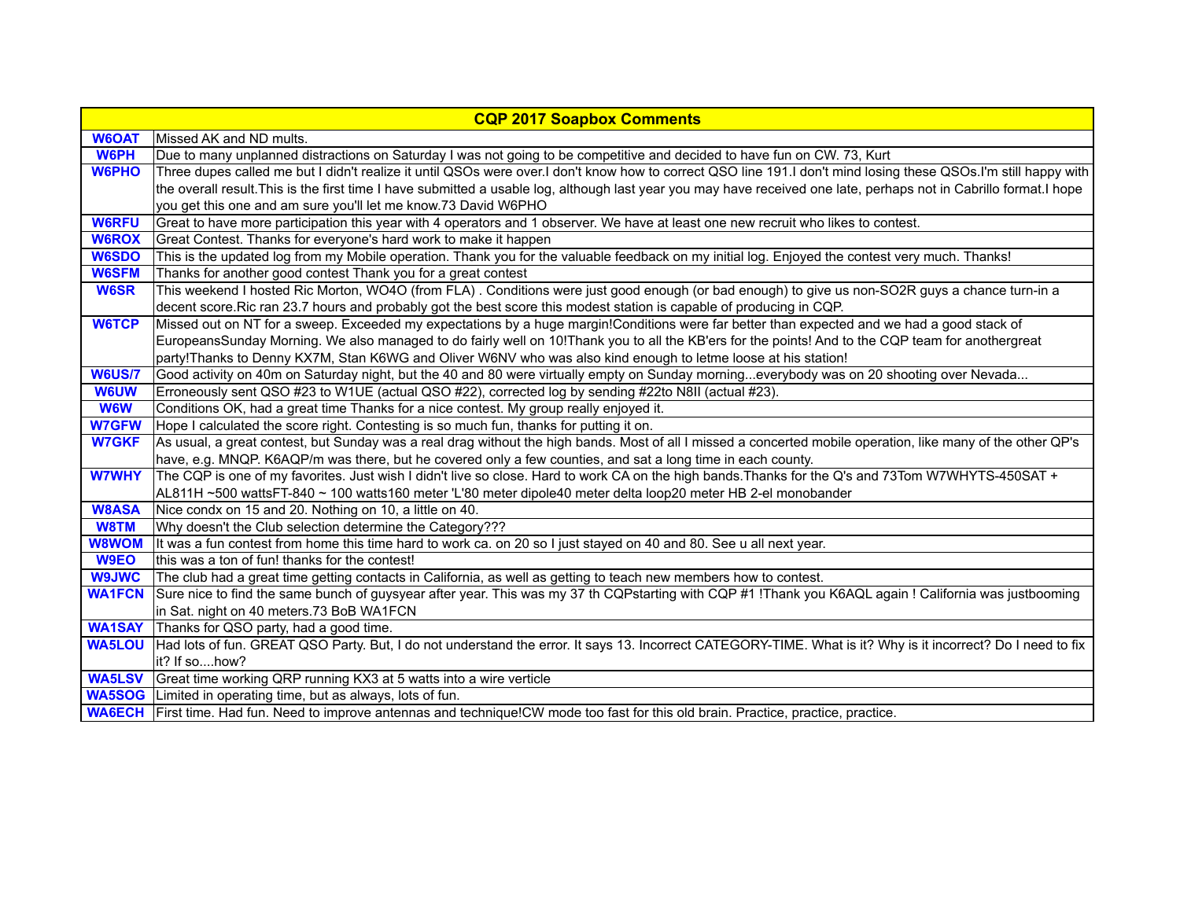| CQP 2017 Soapbox Comments | |
|---|---|
| W6OAT | Missed AK and ND mults. |
| W6PH | Due to many unplanned distractions on Saturday I was not going to be competitive and decided to have fun on CW. 73, Kurt |
| W6PHO | Three dupes called me but I didn't realize it until QSOs were over.I don't know how to correct QSO line 191.I don't mind losing these QSOs.I'm still happy with the overall result.This is the first time I have submitted a usable log, although last year you may have received one late, perhaps not in Cabrillo format.I hope you get this one and am sure you'll let me know.73 David W6PHO |
| W6RFU | Great to have more participation this year with 4 operators and 1 observer. We have at least one new recruit who likes to contest. |
| W6ROX | Great Contest. Thanks for everyone's hard work to make it happen |
| W6SDO | This is the updated log from my Mobile operation. Thank you for the valuable feedback on my initial log. Enjoyed the contest very much. Thanks! |
| W6SFM | Thanks for another good contest Thank you for a great contest |
| W6SR | This weekend I hosted Ric Morton, WO4O (from FLA) . Conditions were just good enough (or bad enough) to give us non-SO2R guys a chance turn-in a decent score.Ric ran 23.7 hours and probably got the best score this modest station is capable of producing in CQP. |
| W6TCP | Missed out on NT for a sweep. Exceeded my expectations by a huge margin!Conditions were far better than expected and we had a good stack of EuropeansSunday Morning. We also managed to do fairly well on 10!Thank you to all the KB'ers for the points! And to the CQP team for anothergreat party!Thanks to Denny KX7M, Stan K6WG and Oliver W6NV who was also kind enough to letme loose at his station! |
| W6US/7 | Good activity on 40m on Saturday night, but the 40 and 80 were virtually empty on Sunday morning...everybody was on 20 shooting over Nevada... |
| W6UW | Erroneously sent QSO #23 to W1UE (actual QSO #22), corrected log by sending #22to N8II (actual #23). |
| W6W | Conditions OK, had a great time Thanks for a nice contest. My group really enjoyed it. |
| W7GFW | Hope I calculated the score right. Contesting is so much fun, thanks for putting it on. |
| W7GKF | As usual, a great contest, but Sunday was a real drag without the high bands. Most of all I missed a concerted mobile operation, like many of the other QP's have, e.g. MNQP. K6AQP/m was there, but he covered only a few counties, and sat a long time in each county. |
| W7WHY | The CQP is one of my favorites. Just wish I didn't live so close. Hard to work CA on the high bands.Thanks for the Q's and 73Tom W7WHYTS-450SAT + AL811H ~500 wattsFT-840 ~ 100 watts160 meter 'L'80 meter dipole40 meter delta loop20 meter HB 2-el monobander |
| W8ASA | Nice condx on 15 and 20. Nothing on 10, a little on 40. |
| W8TM | Why doesn't the Club selection determine the Category??? |
| W8WOM | It was a fun contest from home this time hard to work ca. on 20 so I just stayed on 40 and 80. See u all next year. |
| W9EO | this was a ton of fun! thanks for the contest! |
| W9JWC | The club had a great time getting contacts in California, as well as getting to teach new members how to contest. |
| WA1FCN | Sure nice to find the same bunch of guysyear after year. This was my 37 th CQPstarting with CQP #1 !Thank you K6AQL again ! California was justbooming in Sat. night on 40 meters.73 BoB WA1FCN |
| WA1SAY | Thanks for QSO party, had a good time. |
| WA5LOU | Had lots of fun. GREAT QSO Party. But, I do not understand the error. It says 13. Incorrect CATEGORY-TIME. What is it? Why is it incorrect? Do I need to fix it? If so....how? |
| WA5LSV | Great time working QRP running KX3 at 5 watts into a wire verticle |
| WA5SOG | Limited in operating time, but as always, lots of fun. |
| WA6ECH | First time. Had fun. Need to improve antennas and technique!CW mode too fast for this old brain. Practice, practice, practice. |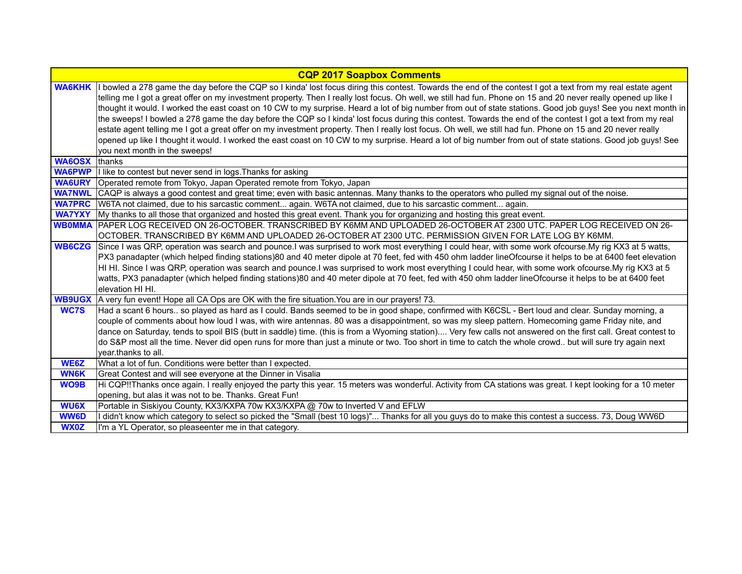| CQP 2017 Soapbox Comments | |
|---|---|
| **WA6KHK** | I bowled a 278 game the day before the CQP so I kinda' lost focus diring this contest. Towards the end of the contest I got a text from my real estate agent telling me I got a great offer on my investment property. Then I really lost focus. Oh well, we still had fun. Phone on 15 and 20 never really opened up like I thought it would. I worked the east coast on 10 CW to my surprise. Heard a lot of big number from out of state stations. Good job guys! See you next month in the sweeps! I bowled a 278 game the day before the CQP so I kinda' lost focus during this contest. Towards the end of the contest I got a text from my real estate agent telling me I got a great offer on my investment property. Then I really lost focus. Oh well, we still had fun. Phone on 15 and 20 never really opened up like I thought it would. I worked the east coast on 10 CW to my surprise. Heard a lot of big number from out of state stations. Good job guys! See you next month in the sweeps! |
| **WA6OSX** | thanks |
| **WA6PWP** | I like to contest but never send in logs.Thanks for asking |
| **WA6URY** | Operated remote from Tokyo, Japan Operated remote from Tokyo, Japan |
| **WA7NWL** | CAQP is always a good contest and great time; even with basic antennas. Many thanks to the operators who pulled my signal out of the noise. |
| **WA7PRC** | W6TA not claimed, due to his sarcastic comment... again. W6TA not claimed, due to his sarcastic comment... again. |
| **WA7YXY** | My thanks to all those that organized and hosted this great event. Thank you for organizing and hosting this great event. |
| **WB0MMA** | PAPER LOG RECEIVED ON 26-OCTOBER. TRANSCRIBED BY K6MM AND UPLOADED 26-OCTOBER AT 2300 UTC. PAPER LOG RECEIVED ON 26-OCTOBER. TRANSCRIBED BY K6MM AND UPLOADED 26-OCTOBER AT 2300 UTC. PERMISSION GIVEN FOR LATE LOG BY K6MM. |
| **WB6CZG** | Since I was QRP, operation was search and pounce.I was surprised to work most everything I could hear, with some work ofcourse.My rig KX3 at 5 watts, PX3 panadapter (which helped finding stations)80 and 40 meter dipole at 70 feet, fed with 450 ohm ladder lineOfcourse it helps to be at 6400 feet elevation HI HI. Since I was QRP, operation was search and pounce.I was surprised to work most everything I could hear, with some work ofcourse.My rig KX3 at 5 watts, PX3 panadapter (which helped finding stations)80 and 40 meter dipole at 70 feet, fed with 450 ohm ladder lineOfcourse it helps to be at 6400 feet elevation HI HI. |
| **WB9UGX** | A very fun event! Hope all CA Ops are OK with the fire situation.You are in our prayers! 73. |
| **WC7S** | Had a scant 6 hours.. so played as hard as I could. Bands seemed to be in good shape, confirmed with K6CSL - Bert loud and clear. Sunday morning, a couple of comments about how loud I was, with wire antennas. 80 was a disappointment, so was my sleep pattern. Homecoming game Friday nite, and dance on Saturday, tends to spoil BIS (butt in saddle) time. (this is from a Wyoming station).... Very few calls not answered on the first call. Great contest to do S&P most all the time. Never did open runs for more than just a minute or two. Too short in time to catch the whole crowd.. but will sure try again next year.thanks to all. |
| **WE6Z** | What a lot of fun. Conditions were better than I expected. |
| **WN6K** | Great Contest and will see everyone at the Dinner in Visalia |
| **WO9B** | Hi CQP!!Thanks once again. I really enjoyed the party this year. 15 meters was wonderful. Activity from CA stations was great. I kept looking for a 10 meter opening, but alas it was not to be. Thanks. Great Fun! |
| **WU6X** | Portable in Siskiyou County, KX3/KXPA 70w KX3/KXPA @ 70w to Inverted V and EFLW |
| **WW6D** | I didn't know which category to select so picked the "Small (best 10 logs)"... Thanks for all you guys do to make this contest a success. 73, Doug WW6D |
| **WX0Z** | I'm a YL Operator, so pleaseenter me in that category. |